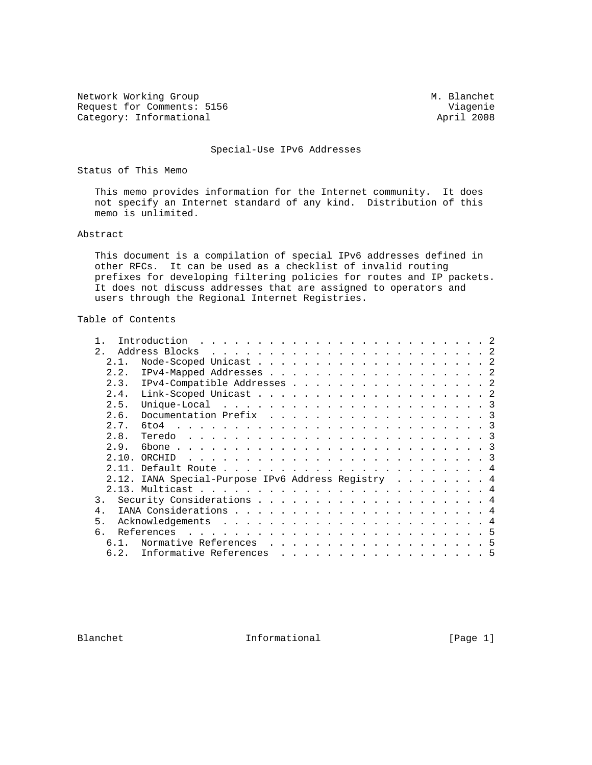Network Working Group M. Blanchet
Request for Comments: 5156 Viagenie
Category: Informational April 2008

# Special-Use IPv6 Addresses

## Status of This Memo

This memo provides information for the Internet community. It does not specify an Internet standard of any kind. Distribution of this memo is unlimited.

## Abstract

This document is a compilation of special IPv6 addresses defined in other RFCs. It can be used as a checklist of invalid routing prefixes for developing filtering policies for routes and IP packets. It does not discuss addresses that are assigned to operators and users through the Regional Internet Registries.

## Table of Contents

```
   1.  Introduction . . . . . . . . . . . . . . . . . . . . . . . . . 2
   2.  Address Blocks . . . . . . . . . . . . . . . . . . . . . . . . 2
     2.1.  Node-Scoped Unicast . . . . . . . . . . . . . . . . . . . . 2
     2.2.  IPv4-Mapped Addresses . . . . . . . . . . . . . . . . . . . 2
     2.3.  IPv4-Compatible Addresses . . . . . . . . . . . . . . . . . 2
     2.4.  Link-Scoped Unicast . . . . . . . . . . . . . . . . . . . . 2
     2.5.  Unique-Local . . . . . . . . . . . . . . . . . . . . . . . 3
     2.6.  Documentation Prefix . . . . . . . . . . . . . . . . . . . 3
     2.7.  6to4 . . . . . . . . . . . . . . . . . . . . . . . . . . . 3
     2.8.  Teredo . . . . . . . . . . . . . . . . . . . . . . . . . . 3
     2.9.  6bone . . . . . . . . . . . . . . . . . . . . . . . . . . . 3
     2.10. ORCHID . . . . . . . . . . . . . . . . . . . . . . . . . . 3
     2.11. Default Route . . . . . . . . . . . . . . . . . . . . . . . 4
     2.12. IANA Special-Purpose IPv6 Address Registry . . . . . . . . 4
     2.13. Multicast . . . . . . . . . . . . . . . . . . . . . . . . . 4
   3.  Security Considerations . . . . . . . . . . . . . . . . . . . . 4
   4.  IANA Considerations . . . . . . . . . . . . . . . . . . . . . . 4
   5.  Acknowledgements . . . . . . . . . . . . . . . . . . . . . . . 4
   6.  References . . . . . . . . . . . . . . . . . . . . . . . . . . 5
     6.1.  Normative References . . . . . . . . . . . . . . . . . . . 5
     6.2.  Informative References . . . . . . . . . . . . . . . . . . 5
```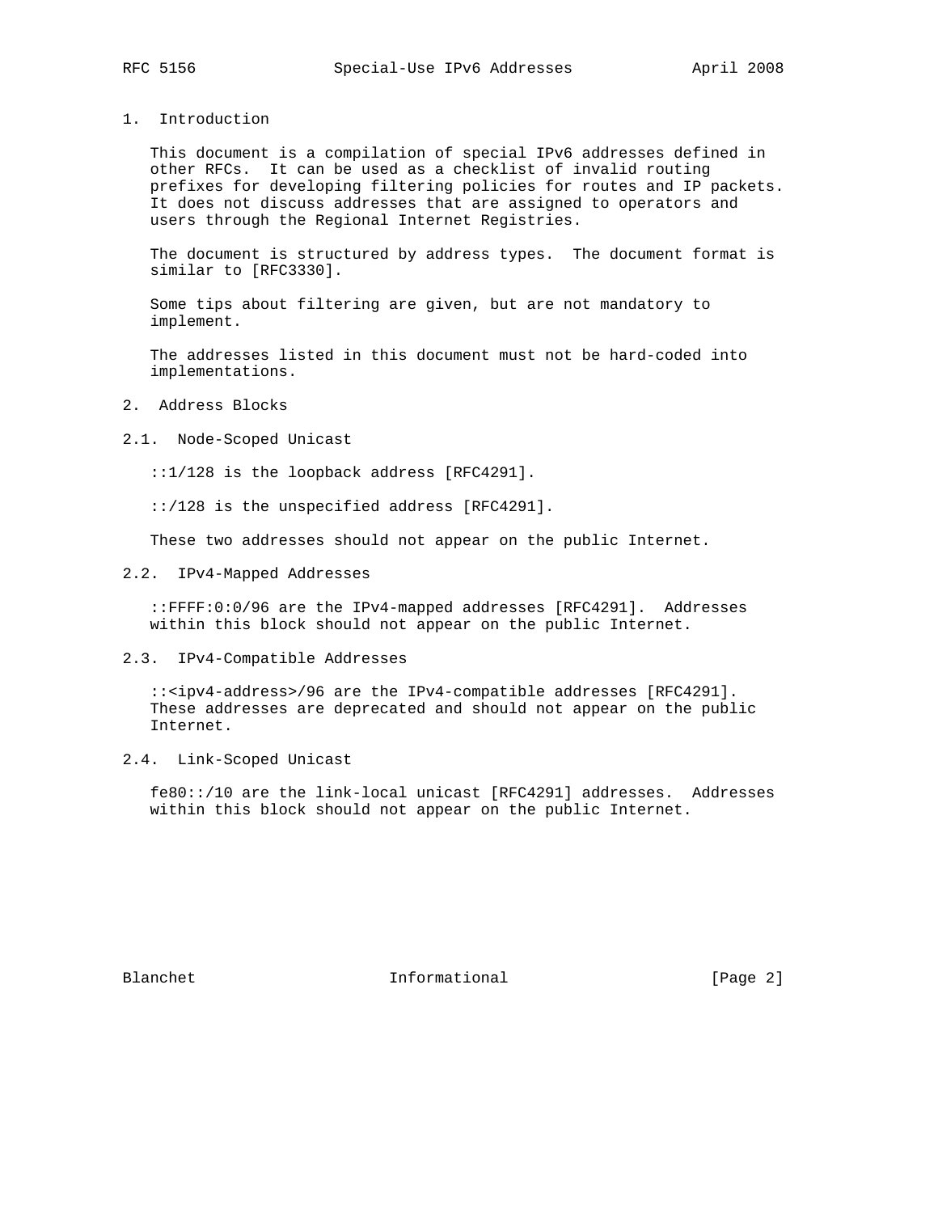# 1. Introduction

This document is a compilation of special IPv6 addresses defined in other RFCs. It can be used as a checklist of invalid routing prefixes for developing filtering policies for routes and IP packets. It does not discuss addresses that are assigned to operators and users through the Regional Internet Registries.

The document is structured by address types. The document format is similar to [RFC3330].

Some tips about filtering are given, but are not mandatory to implement.

The addresses listed in this document must not be hard-coded into implementations.

# 2. Address Blocks

## 2.1. Node-Scoped Unicast

::1/128 is the loopback address [RFC4291].

::/128 is the unspecified address [RFC4291].

These two addresses should not appear on the public Internet.

## 2.2. IPv4-Mapped Addresses

::FFFF:0:0/96 are the IPv4-mapped addresses [RFC4291]. Addresses within this block should not appear on the public Internet.

## 2.3. IPv4-Compatible Addresses

::<ipv4-address>/96 are the IPv4-compatible addresses [RFC4291]. These addresses are deprecated and should not appear on the public Internet.

## 2.4. Link-Scoped Unicast

fe80::/10 are the link-local unicast [RFC4291] addresses. Addresses within this block should not appear on the public Internet.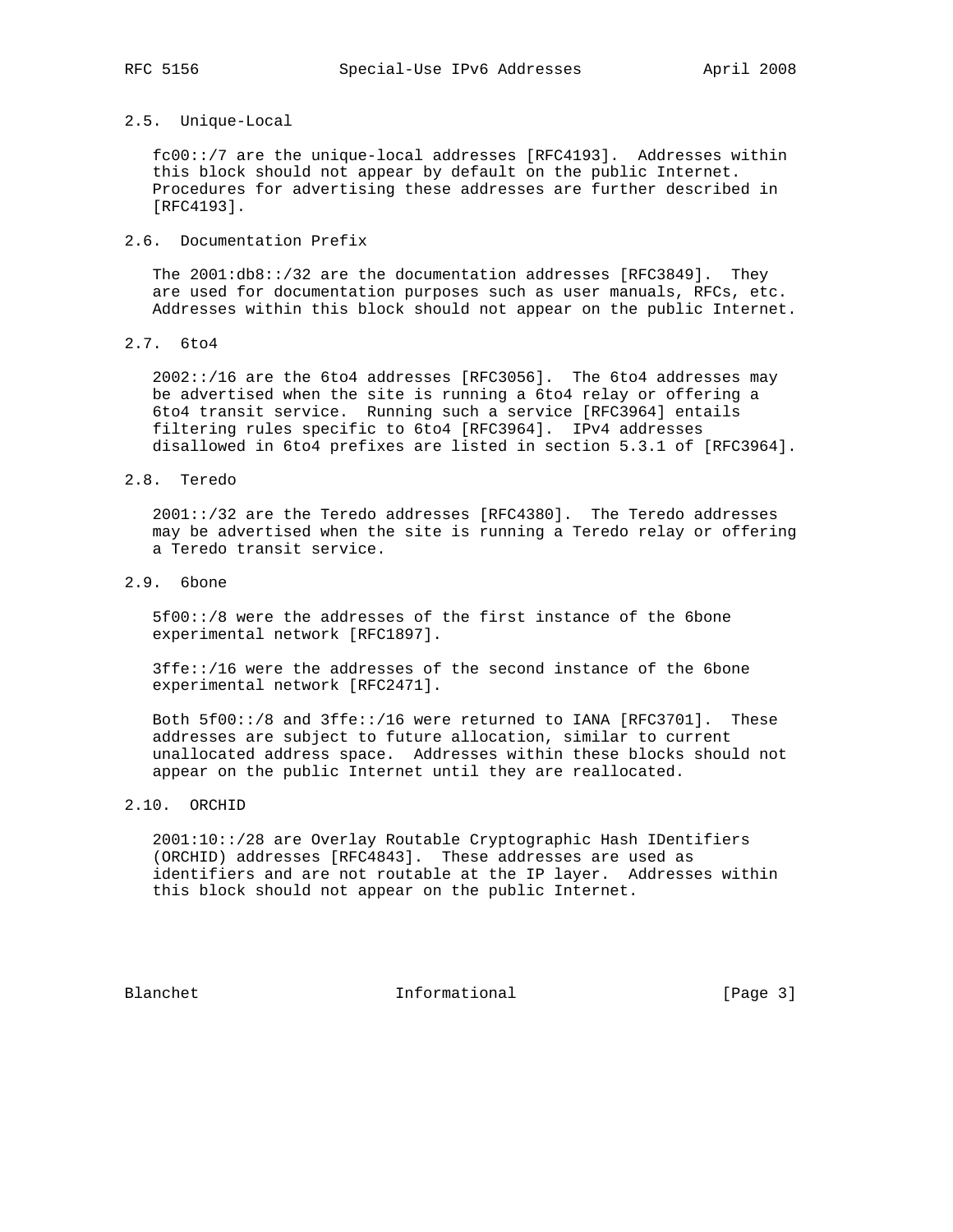## 2.5. Unique-Local

fc00::/7 are the unique-local addresses [RFC4193]. Addresses within this block should not appear by default on the public Internet. Procedures for advertising these addresses are further described in [RFC4193].

## 2.6. Documentation Prefix

The 2001:db8::/32 are the documentation addresses [RFC3849]. They are used for documentation purposes such as user manuals, RFCs, etc. Addresses within this block should not appear on the public Internet.

## 2.7. 6to4

2002::/16 are the 6to4 addresses [RFC3056]. The 6to4 addresses may be advertised when the site is running a 6to4 relay or offering a 6to4 transit service. Running such a service [RFC3964] entails filtering rules specific to 6to4 [RFC3964]. IPv4 addresses disallowed in 6to4 prefixes are listed in section 5.3.1 of [RFC3964].

## 2.8. Teredo

2001::/32 are the Teredo addresses [RFC4380]. The Teredo addresses may be advertised when the site is running a Teredo relay or offering a Teredo transit service.

## 2.9. 6bone

5f00::/8 were the addresses of the first instance of the 6bone experimental network [RFC1897].

3ffe::/16 were the addresses of the second instance of the 6bone experimental network [RFC2471].

Both 5f00::/8 and 3ffe::/16 were returned to IANA [RFC3701]. These addresses are subject to future allocation, similar to current unallocated address space. Addresses within these blocks should not appear on the public Internet until they are reallocated.

## 2.10. ORCHID

2001:10::/28 are Overlay Routable Cryptographic Hash IDentifiers (ORCHID) addresses [RFC4843]. These addresses are used as identifiers and are not routable at the IP layer. Addresses within this block should not appear on the public Internet.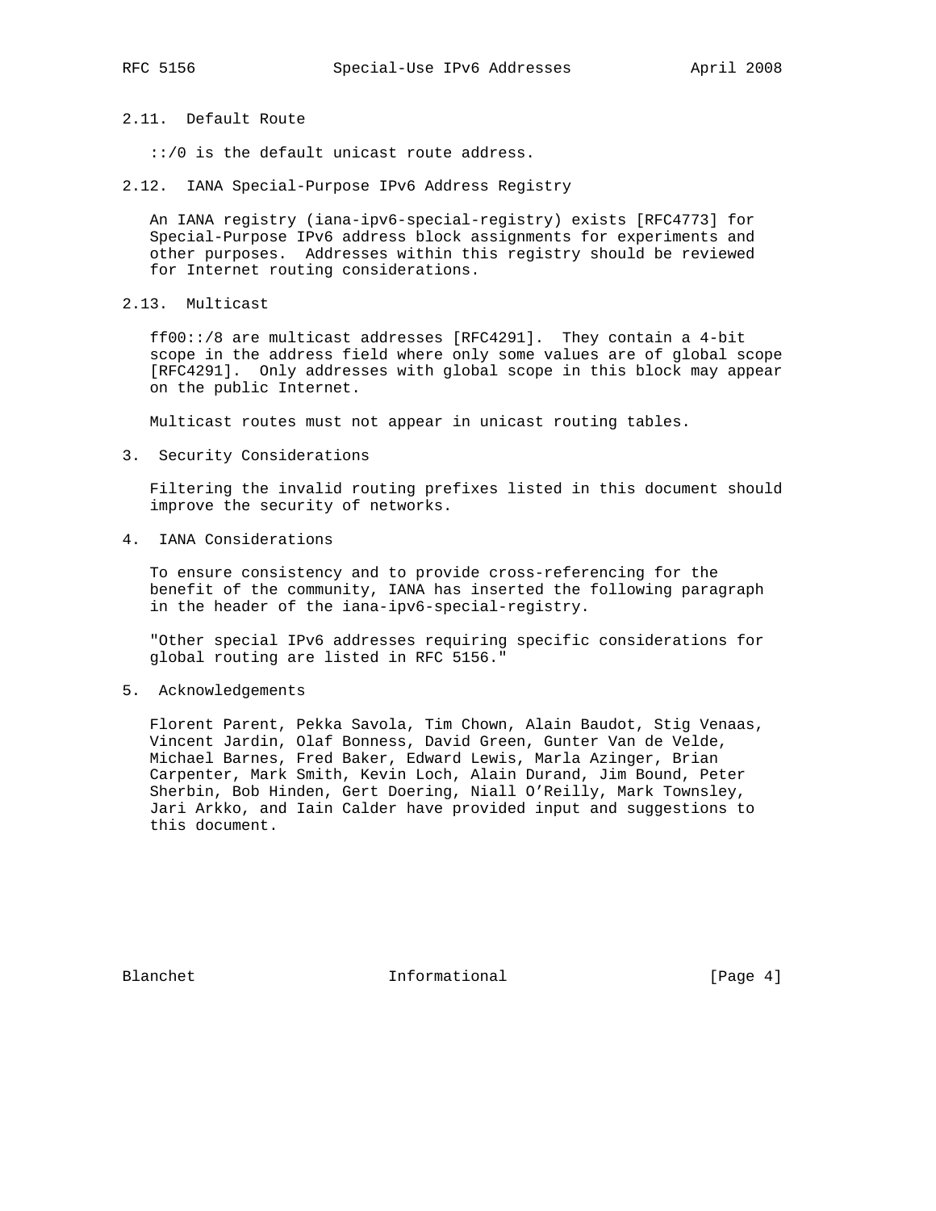### 2.11. Default Route

::/0 is the default unicast route address.

### 2.12. IANA Special-Purpose IPv6 Address Registry

An IANA registry (iana-ipv6-special-registry) exists [RFC4773] for Special-Purpose IPv6 address block assignments for experiments and other purposes. Addresses within this registry should be reviewed for Internet routing considerations.

### 2.13. Multicast

ff00::/8 are multicast addresses [RFC4291]. They contain a 4-bit scope in the address field where only some values are of global scope [RFC4291]. Only addresses with global scope in this block may appear on the public Internet.

Multicast routes must not appear in unicast routing tables.

## 3. Security Considerations

Filtering the invalid routing prefixes listed in this document should improve the security of networks.

## 4. IANA Considerations

To ensure consistency and to provide cross-referencing for the benefit of the community, IANA has inserted the following paragraph in the header of the iana-ipv6-special-registry.

"Other special IPv6 addresses requiring specific considerations for global routing are listed in RFC 5156."

## 5. Acknowledgements

Florent Parent, Pekka Savola, Tim Chown, Alain Baudot, Stig Venaas, Vincent Jardin, Olaf Bonness, David Green, Gunter Van de Velde, Michael Barnes, Fred Baker, Edward Lewis, Marla Azinger, Brian Carpenter, Mark Smith, Kevin Loch, Alain Durand, Jim Bound, Peter Sherbin, Bob Hinden, Gert Doering, Niall O'Reilly, Mark Townsley, Jari Arkko, and Iain Calder have provided input and suggestions to this document.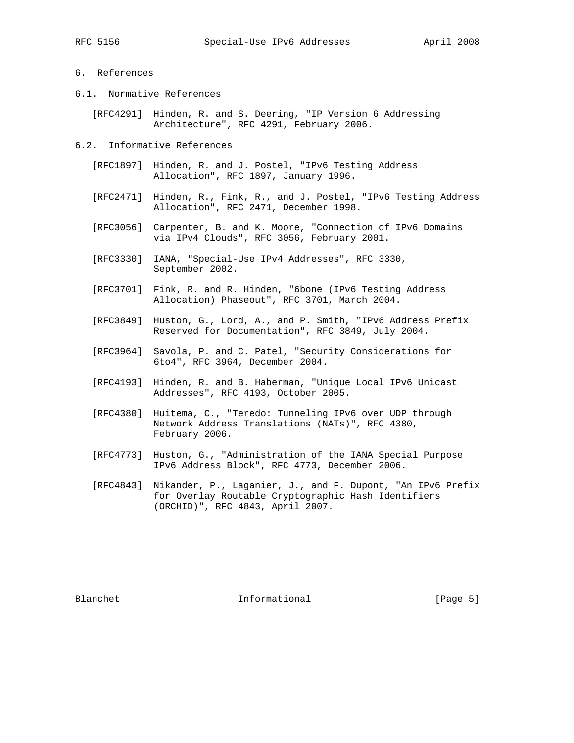# 6. References

## 6.1. Normative References

[RFC4291] Hinden, R. and S. Deering, "IP Version 6 Addressing Architecture", RFC 4291, February 2006.

## 6.2. Informative References

[RFC1897] Hinden, R. and J. Postel, "IPv6 Testing Address Allocation", RFC 1897, January 1996.

[RFC2471] Hinden, R., Fink, R., and J. Postel, "IPv6 Testing Address Allocation", RFC 2471, December 1998.

[RFC3056] Carpenter, B. and K. Moore, "Connection of IPv6 Domains via IPv4 Clouds", RFC 3056, February 2001.

[RFC3330] IANA, "Special-Use IPv4 Addresses", RFC 3330, September 2002.

[RFC3701] Fink, R. and R. Hinden, "6bone (IPv6 Testing Address Allocation) Phaseout", RFC 3701, March 2004.

[RFC3849] Huston, G., Lord, A., and P. Smith, "IPv6 Address Prefix Reserved for Documentation", RFC 3849, July 2004.

[RFC3964] Savola, P. and C. Patel, "Security Considerations for 6to4", RFC 3964, December 2004.

[RFC4193] Hinden, R. and B. Haberman, "Unique Local IPv6 Unicast Addresses", RFC 4193, October 2005.

[RFC4380] Huitema, C., "Teredo: Tunneling IPv6 over UDP through Network Address Translations (NATs)", RFC 4380, February 2006.

[RFC4773] Huston, G., "Administration of the IANA Special Purpose IPv6 Address Block", RFC 4773, December 2006.

[RFC4843] Nikander, P., Laganier, J., and F. Dupont, "An IPv6 Prefix for Overlay Routable Cryptographic Hash Identifiers (ORCHID)", RFC 4843, April 2007.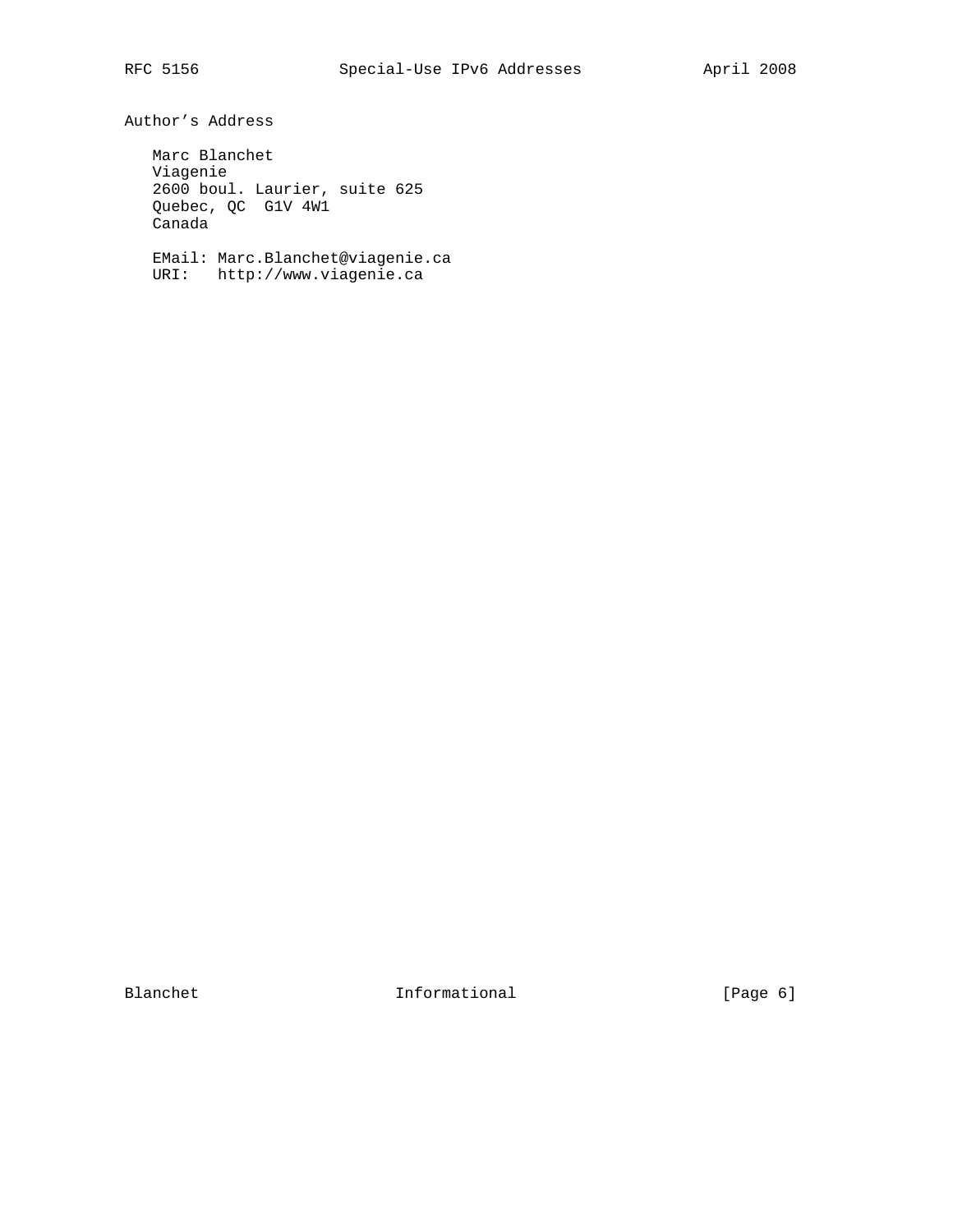## Author's Address

Marc Blanchet
Viagenie
2600 boul. Laurier, suite 625
Quebec, QC  G1V 4W1
Canada

EMail: Marc.Blanchet@viagenie.ca
URI:   http://www.viagenie.ca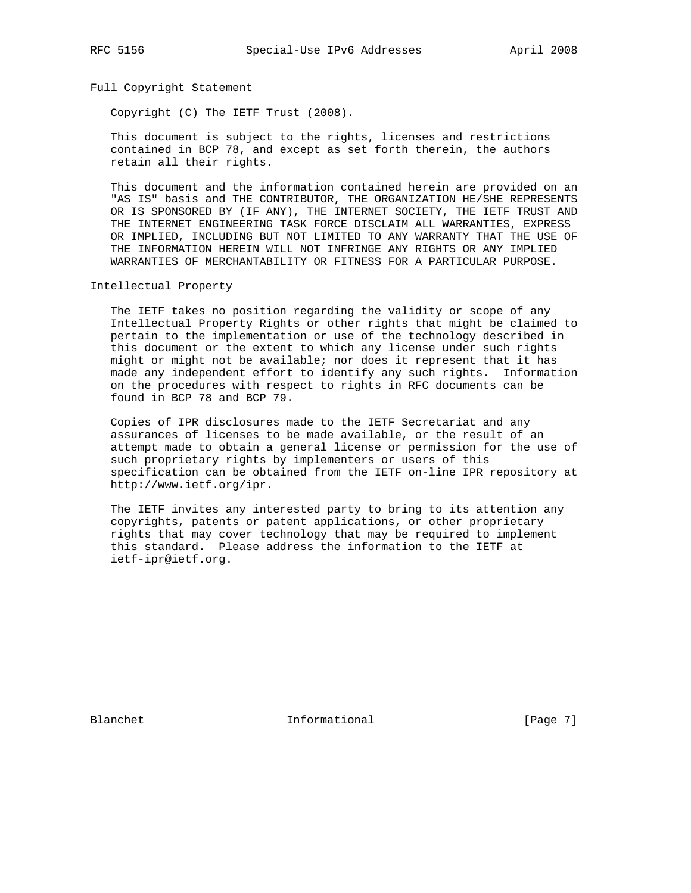## Full Copyright Statement

Copyright (C) The IETF Trust (2008).

This document is subject to the rights, licenses and restrictions contained in BCP 78, and except as set forth therein, the authors retain all their rights.

This document and the information contained herein are provided on an "AS IS" basis and THE CONTRIBUTOR, THE ORGANIZATION HE/SHE REPRESENTS OR IS SPONSORED BY (IF ANY), THE INTERNET SOCIETY, THE IETF TRUST AND THE INTERNET ENGINEERING TASK FORCE DISCLAIM ALL WARRANTIES, EXPRESS OR IMPLIED, INCLUDING BUT NOT LIMITED TO ANY WARRANTY THAT THE USE OF THE INFORMATION HEREIN WILL NOT INFRINGE ANY RIGHTS OR ANY IMPLIED WARRANTIES OF MERCHANTABILITY OR FITNESS FOR A PARTICULAR PURPOSE.

## Intellectual Property

The IETF takes no position regarding the validity or scope of any Intellectual Property Rights or other rights that might be claimed to pertain to the implementation or use of the technology described in this document or the extent to which any license under such rights might or might not be available; nor does it represent that it has made any independent effort to identify any such rights. Information on the procedures with respect to rights in RFC documents can be found in BCP 78 and BCP 79.

Copies of IPR disclosures made to the IETF Secretariat and any assurances of licenses to be made available, or the result of an attempt made to obtain a general license or permission for the use of such proprietary rights by implementers or users of this specification can be obtained from the IETF on-line IPR repository at http://www.ietf.org/ipr.

The IETF invites any interested party to bring to its attention any copyrights, patents or patent applications, or other proprietary rights that may cover technology that may be required to implement this standard. Please address the information to the IETF at ietf-ipr@ietf.org.